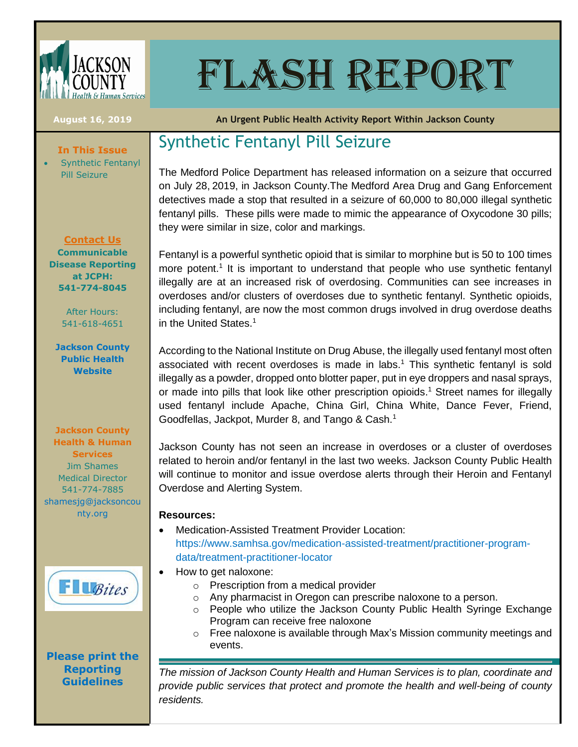# Flash Report

**August 16, 2019** — **An Urgent Public Health Activity Report Within Jackson County**

## Synthetic Fentanyl Pill Seizure

The Medford Police Department has released information on a seizure that occurred on July 28, 2019, in Jackson County.The Medford Area Drug and Gang Enforcement detectives made a stop that resulted in a seizure of 60,000 to 80,000 illegal synthetic fentanyl pills. These pills were made to mimic the appearance of Oxycodone 30 pills; they were similar in size, color and markings.

Fentanyl is a powerful synthetic opioid that is similar to morphine but is 50 to 100 times more potent.[1] It is important to understand that people who use synthetic fentanyl illegally are at an increased risk of overdosing. Communities can see increases in overdoses and/or clusters of overdoses due to synthetic fentanyl. Synthetic opioids, including fentanyl, are now the most common drugs involved in drug overdose deaths in the United States.[1]

According to the National Institute on Drug Abuse, the illegally used fentanyl most often associated with recent overdoses is made in labs.[1] This synthetic fentanyl is sold illegally as a powder, dropped onto blotter paper, put in eye droppers and nasal sprays, or made into pills that look like other prescription opioids.[1] Street names for illegally used fentanyl include Apache, China Girl, China White, Dance Fever, Friend, Goodfellas, Jackpot, Murder 8, and Tango & Cash.[1]

Jackson County has not seen an increase in overdoses or a cluster of overdoses related to heroin and/or fentanyl in the last two weeks. Jackson County Public Health will continue to monitor and issue overdose alerts through their Heroin and Fentanyl Overdose and Alerting System.

**Resources:**

- Medication-Assisted Treatment Provider Location: https://www.samhsa.gov/medication-assisted-treatment/practitioner-program-data/treatment-practitioner-locator
- How to get naloxone:
  - Prescription from a medical provider
  - Any pharmacist in Oregon can prescribe naloxone to a person.
  - People who utilize the Jackson County Public Health Syringe Exchange Program can receive free naloxone
  - Free naloxone is available through Max's Mission community meetings and events.

*The mission of Jackson County Health and Human Services is to plan, coordinate and provide public services that protect and promote the health and well-being of county residents.*

---

**In This Issue**

- Synthetic Fentanyl Pill Seizure

**Contact Us**

**Communicable Disease Reporting at JCPH: 541-774-8045**

After Hours: 541-618-4651

**Jackson County Public Health Website**

**Jackson County Health & Human Services**
Jim Shames
Medical Director
541-774-7885
shamesjg@jacksoncounty.org

FluBites

**Please print the Reporting Guidelines**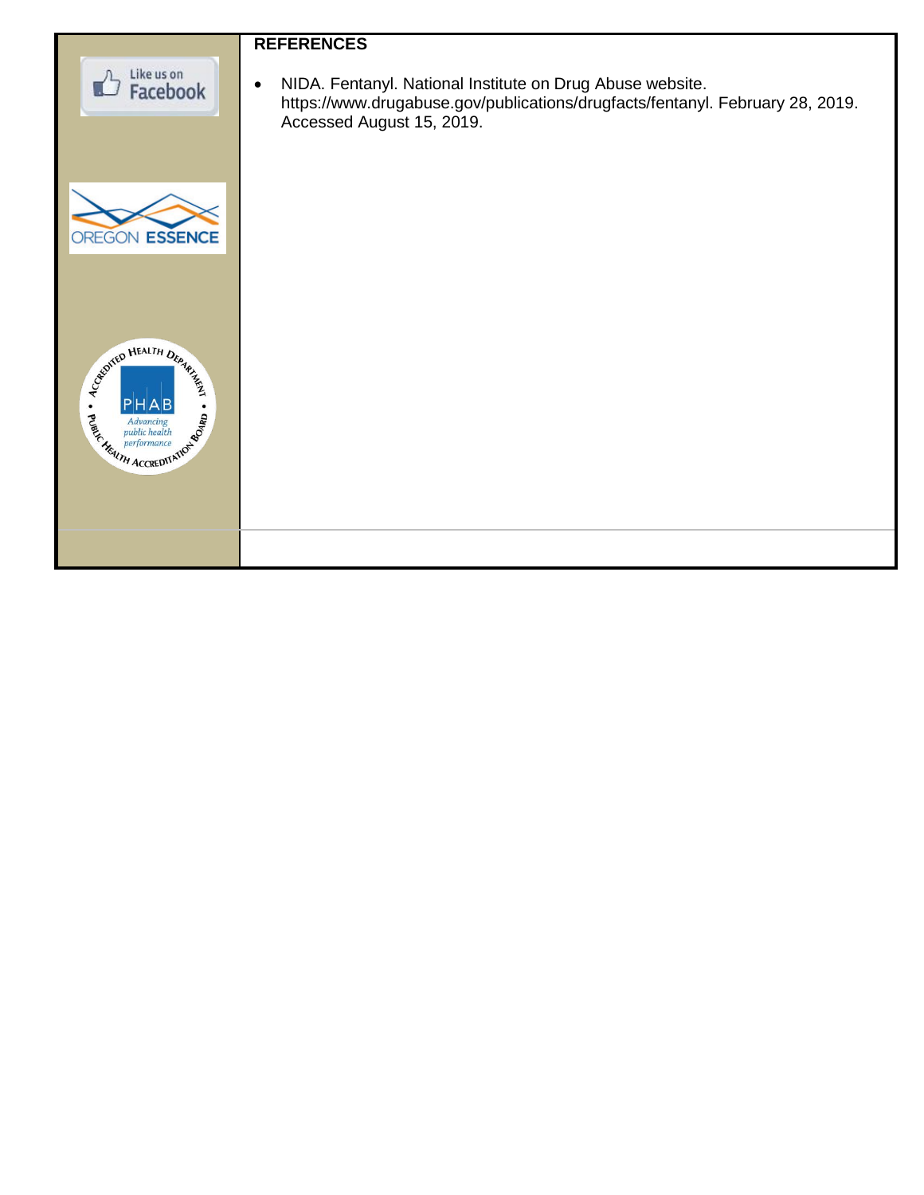**REFERENCES**

- NIDA. Fentanyl. National Institute on Drug Abuse website. https://www.drugabuse.gov/publications/drugfacts/fentanyl. February 28, 2019. Accessed August 15, 2019.